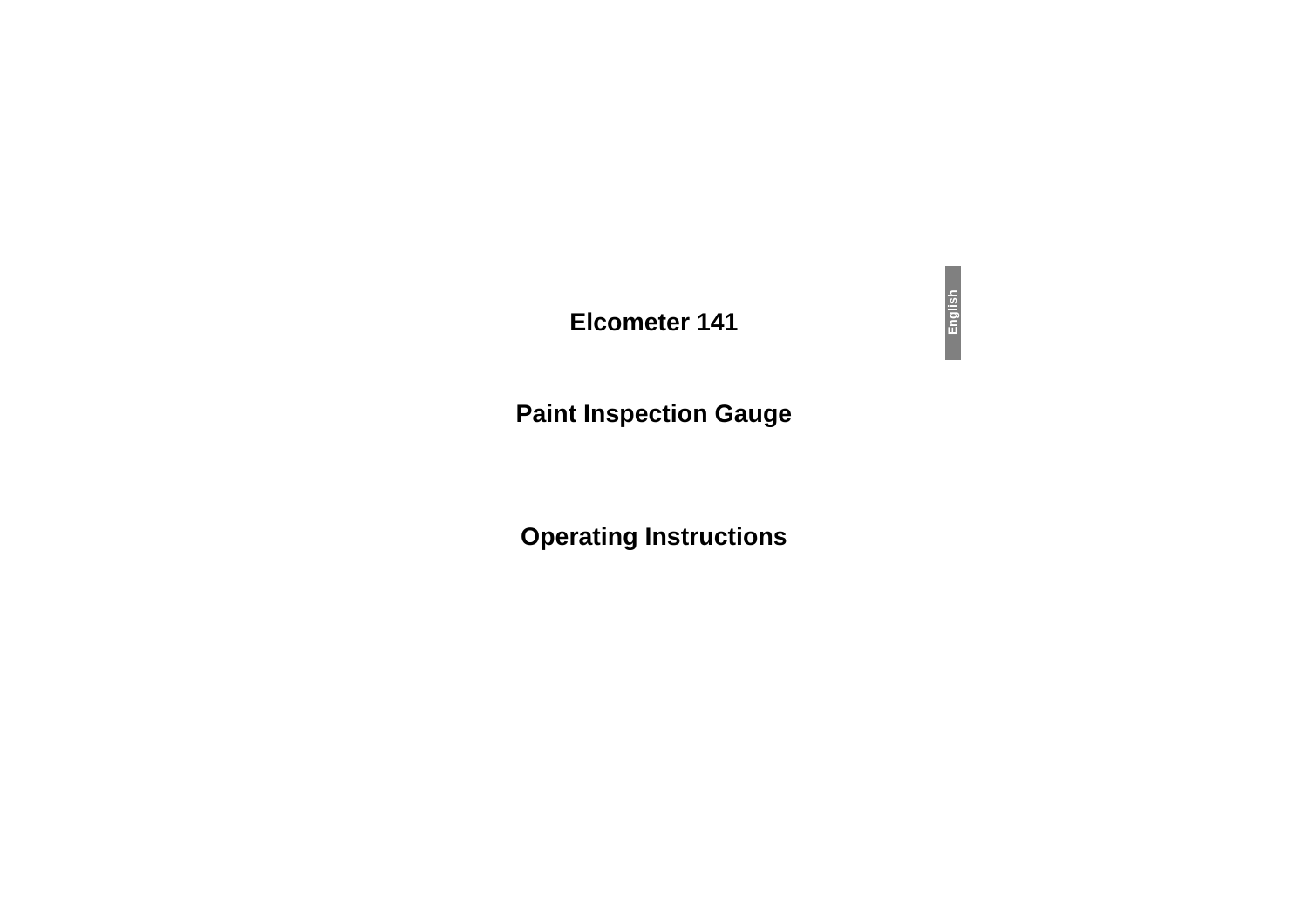# Elcometer 141

## Paint Inspection Gauge

## Operating Instructions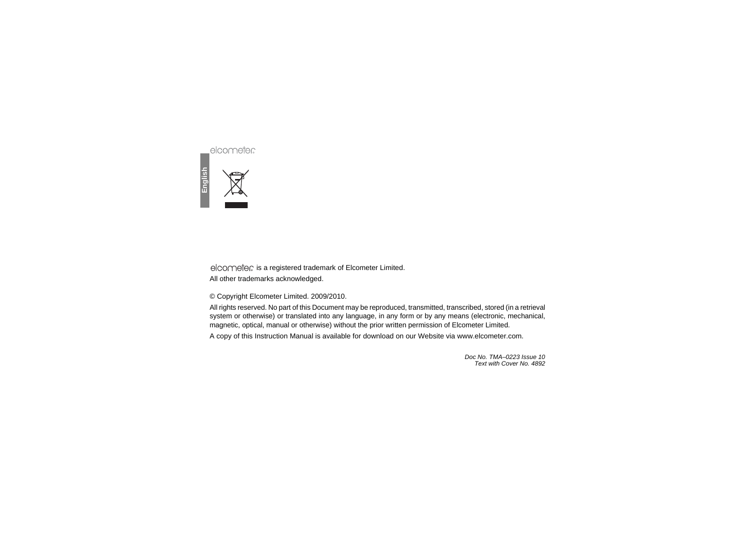elcometer is a registered trademark of Elcometer Limited.

All other trademarks acknowledged.

© Copyright Elcometer Limited. 2009/2010.

All rights reserved. No part of this Document may be reproduced, transmitted, transcribed, stored (in a retrieval system or otherwise) or translated into any language, in any form or by any means (electronic, mechanical, magnetic, optical, manual or otherwise) without the prior written permission of Elcometer Limited.

A copy of this Instruction Manual is available for download on our Website via www.elcometer.com.

*Doc No. TMA–0223 Issue 10*
*Text with Cover No. 4892*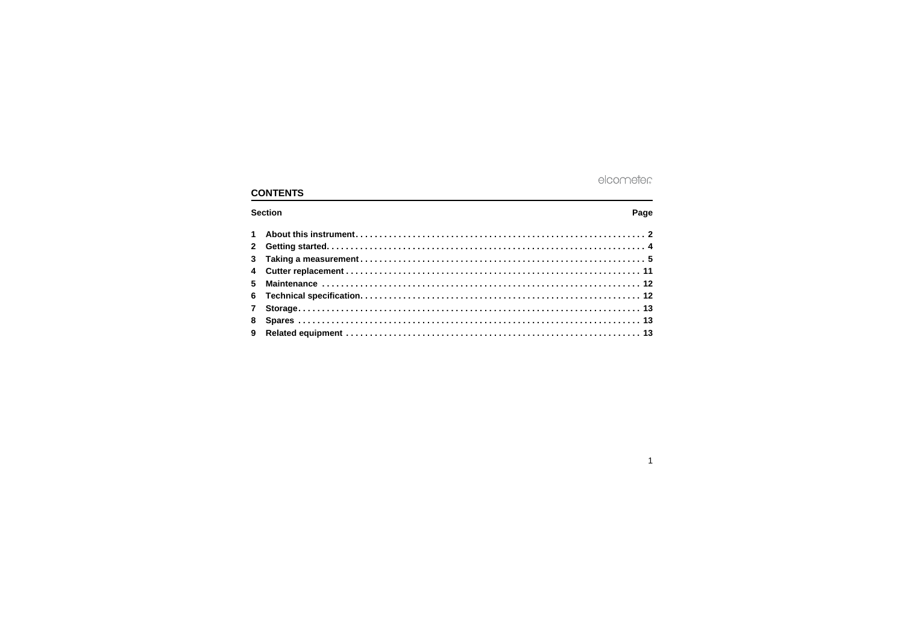## CONTENTS

| Section | | Page |
|---|---|---|
| 1 | About this instrument | 2 |
| 2 | Getting started | 4 |
| 3 | Taking a measurement | 5 |
| 4 | Cutter replacement | 11 |
| 5 | Maintenance | 12 |
| 6 | Technical specification | 12 |
| 7 | Storage | 13 |
| 8 | Spares | 13 |
| 9 | Related equipment | 13 |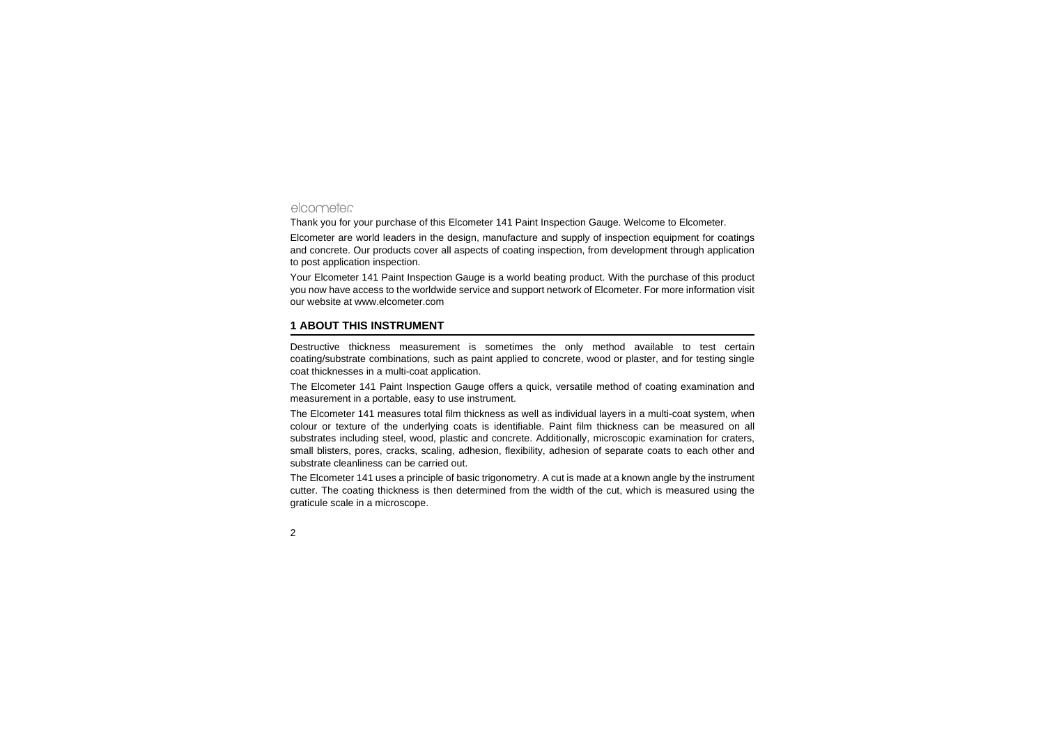elcometer

Thank you for your purchase of this Elcometer 141 Paint Inspection Gauge. Welcome to Elcometer.

Elcometer are world leaders in the design, manufacture and supply of inspection equipment for coatings and concrete. Our products cover all aspects of coating inspection, from development through application to post application inspection.

Your Elcometer 141 Paint Inspection Gauge is a world beating product. With the purchase of this product you now have access to the worldwide service and support network of Elcometer. For more information visit our website at www.elcometer.com

## 1 ABOUT THIS INSTRUMENT

Destructive thickness measurement is sometimes the only method available to test certain coating/substrate combinations, such as paint applied to concrete, wood or plaster, and for testing single coat thicknesses in a multi-coat application.

The Elcometer 141 Paint Inspection Gauge offers a quick, versatile method of coating examination and measurement in a portable, easy to use instrument.

The Elcometer 141 measures total film thickness as well as individual layers in a multi-coat system, when colour or texture of the underlying coats is identifiable. Paint film thickness can be measured on all substrates including steel, wood, plastic and concrete. Additionally, microscopic examination for craters, small blisters, pores, cracks, scaling, adhesion, flexibility, adhesion of separate coats to each other and substrate cleanliness can be carried out.

The Elcometer 141 uses a principle of basic trigonometry. A cut is made at a known angle by the instrument cutter. The coating thickness is then determined from the width of the cut, which is measured using the graticule scale in a microscope.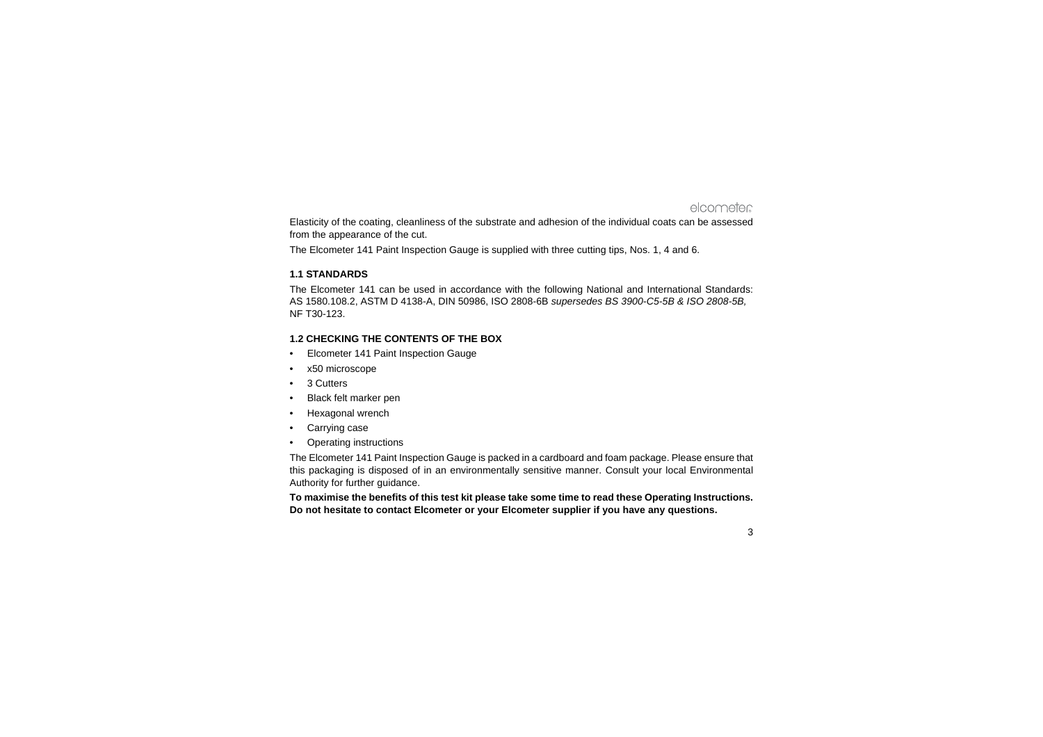Elasticity of the coating, cleanliness of the substrate and adhesion of the individual coats can be assessed from the appearance of the cut.

The Elcometer 141 Paint Inspection Gauge is supplied with three cutting tips, Nos. 1, 4 and 6.

### 1.1 STANDARDS

The Elcometer 141 can be used in accordance with the following National and International Standards: AS 1580.108.2, ASTM D 4138-A, DIN 50986, ISO 2808-6B *supersedes BS 3900-C5-5B & ISO 2808-5B,* NF T30-123.

### 1.2 CHECKING THE CONTENTS OF THE BOX

- Elcometer 141 Paint Inspection Gauge
- x50 microscope
- 3 Cutters
- Black felt marker pen
- Hexagonal wrench
- Carrying case
- Operating instructions

The Elcometer 141 Paint Inspection Gauge is packed in a cardboard and foam package. Please ensure that this packaging is disposed of in an environmentally sensitive manner. Consult your local Environmental Authority for further guidance.

**To maximise the benefits of this test kit please take some time to read these Operating Instructions. Do not hesitate to contact Elcometer or your Elcometer supplier if you have any questions.**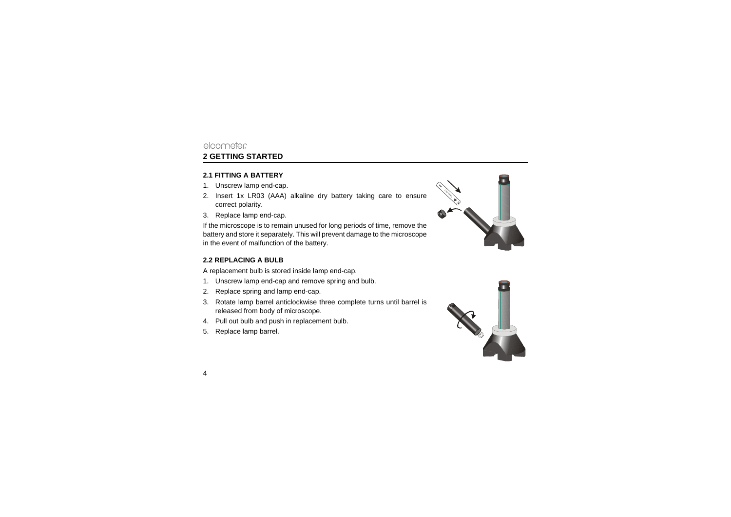## 2 GETTING STARTED

### 2.1 FITTING A BATTERY

1. Unscrew lamp end-cap.
2. Insert 1x LR03 (AAA) alkaline dry battery taking care to ensure correct polarity.
3. Replace lamp end-cap.

If the microscope is to remain unused for long periods of time, remove the battery and store it separately. This will prevent damage to the microscope in the event of malfunction of the battery.

### 2.2 REPLACING A BULB

A replacement bulb is stored inside lamp end-cap.

1. Unscrew lamp end-cap and remove spring and bulb.
2. Replace spring and lamp end-cap.
3. Rotate lamp barrel anticlockwise three complete turns until barrel is released from body of microscope.
4. Pull out bulb and push in replacement bulb.
5. Replace lamp barrel.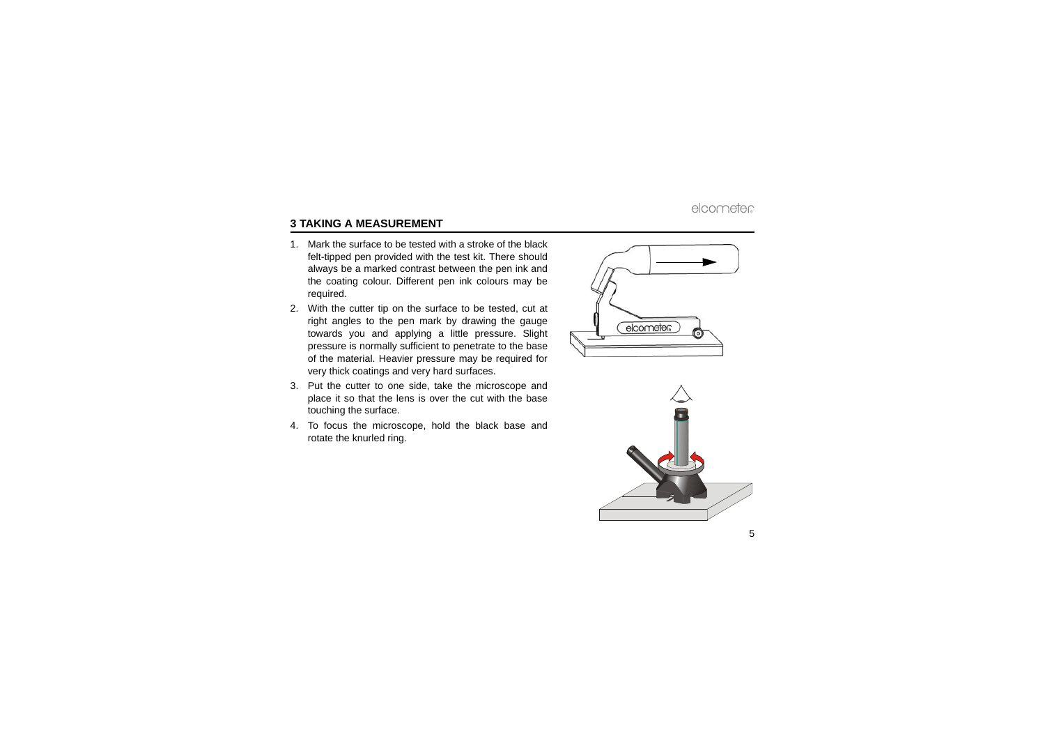## 3 TAKING A MEASUREMENT

1. Mark the surface to be tested with a stroke of the black felt-tipped pen provided with the test kit. There should always be a marked contrast between the pen ink and the coating colour. Different pen ink colours may be required.
2. With the cutter tip on the surface to be tested, cut at right angles to the pen mark by drawing the gauge towards you and applying a little pressure. Slight pressure is normally sufficient to penetrate to the base of the material. Heavier pressure may be required for very thick coatings and very hard surfaces.
3. Put the cutter to one side, take the microscope and place it so that the lens is over the cut with the base touching the surface.
4. To focus the microscope, hold the black base and rotate the knurled ring.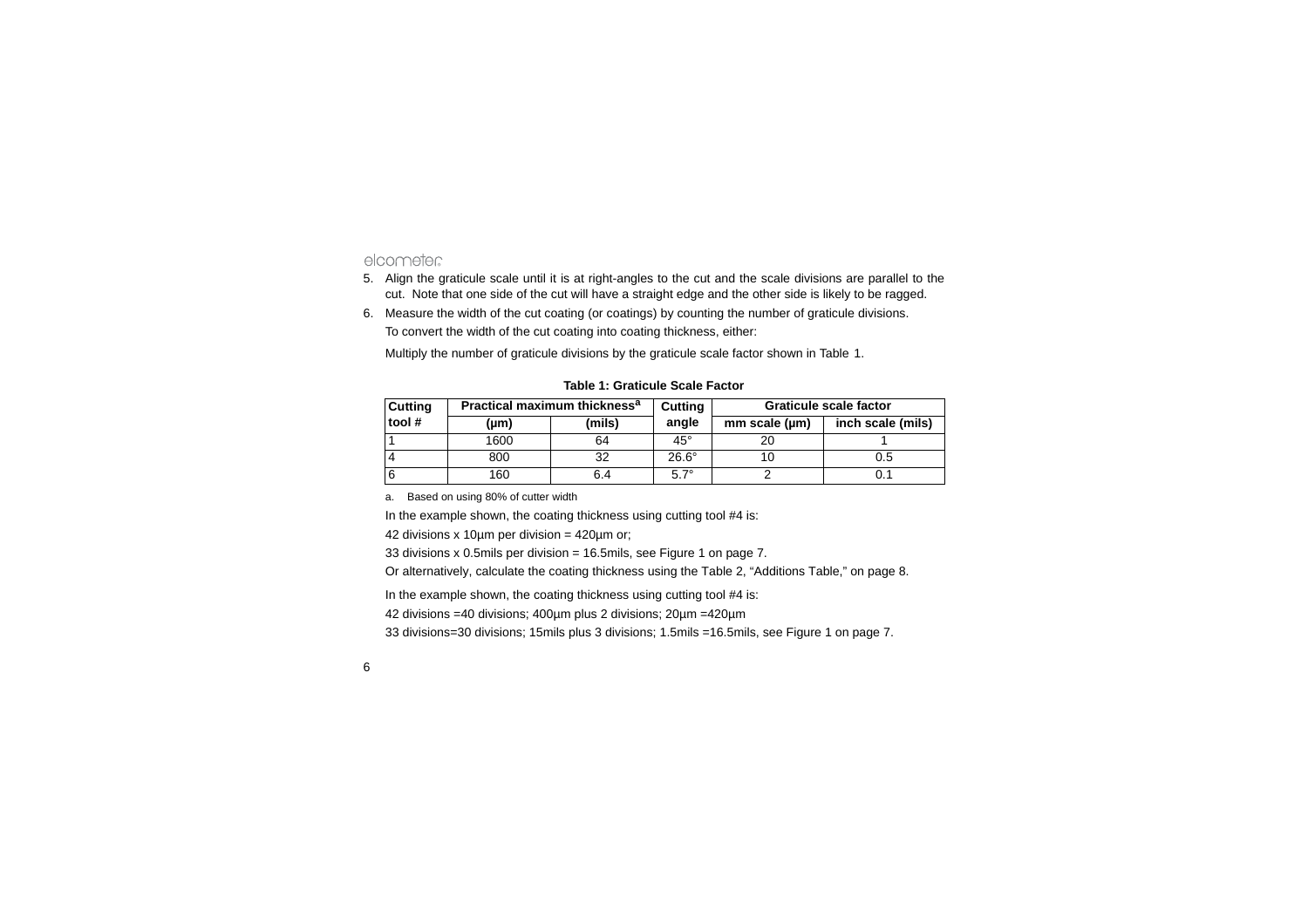5. Align the graticule scale until it is at right-angles to the cut and the scale divisions are parallel to the cut. Note that one side of the cut will have a straight edge and the other side is likely to be ragged.
6. Measure the width of the cut coating (or coatings) by counting the number of graticule divisions.

   To convert the width of the cut coating into coating thickness, either:

   Multiply the number of graticule divisions by the graticule scale factor shown in Table 1.

**Table 1: Graticule Scale Factor**

| Cutting tool # | Practical maximum thickness[a] | | Cutting angle | Graticule scale factor | |
|---|---|---|---|---|---|
| | (µm) | (mils) | | mm scale (µm) | inch scale (mils) |
| 1 | 1600 | 64 | 45° | 20 | 1 |
| 4 | 800 | 32 | 26.6° | 10 | 0.5 |
| 6 | 160 | 6.4 | 5.7° | 2 | 0.1 |

a. Based on using 80% of cutter width

In the example shown, the coating thickness using cutting tool #4 is:

42 divisions x 10µm per division = 420µm or;

33 divisions x 0.5mils per division = 16.5mils, see Figure 1 on page 7.

Or alternatively, calculate the coating thickness using the Table 2, “Additions Table,” on page 8.

In the example shown, the coating thickness using cutting tool #4 is:

42 divisions =40 divisions; 400µm plus 2 divisions; 20µm =420µm

33 divisions=30 divisions; 15mils plus 3 divisions; 1.5mils =16.5mils, see Figure 1 on page 7.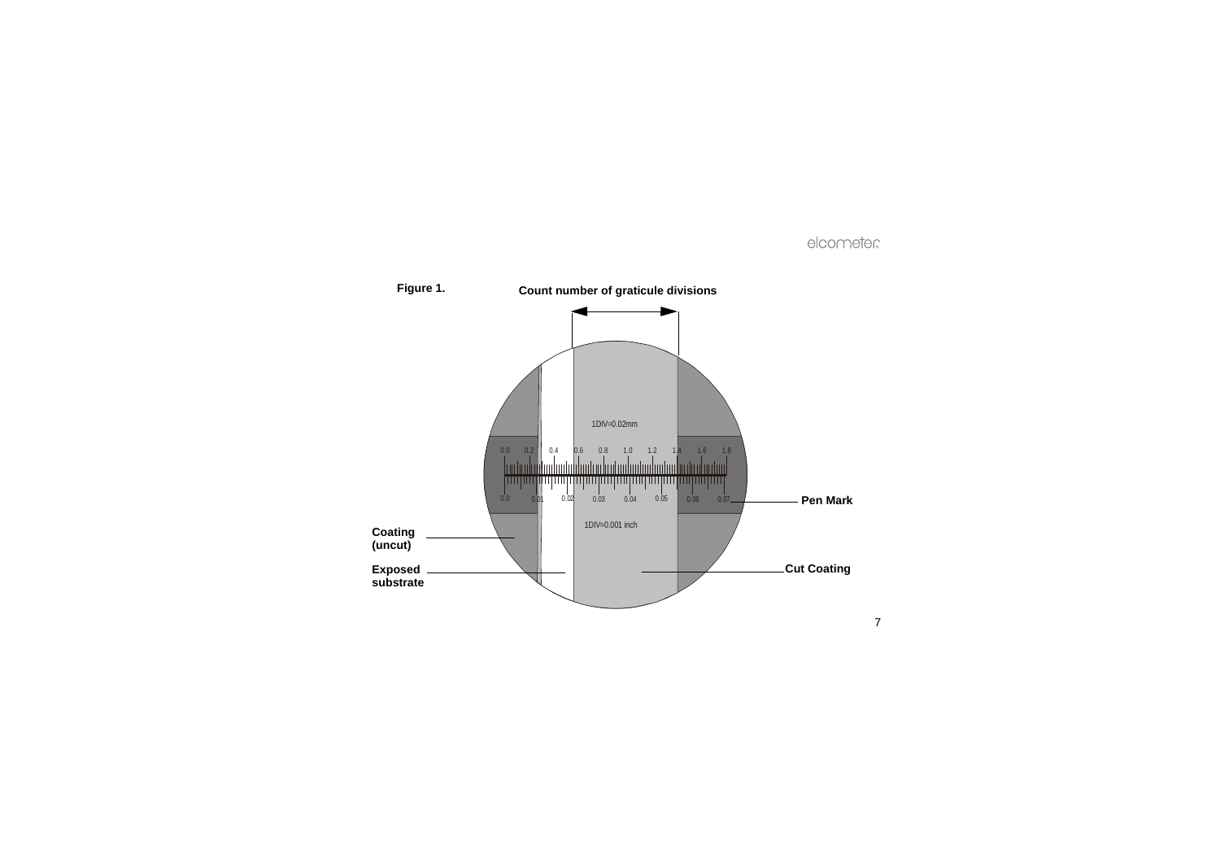**Figure 1.**

**Count number of graticule divisions**

1DIV=0.02mm

0.0 0.2 0.4 0.6 0.8 1.0 1.2 1.4 1.6 1.8

0.0 0.01 0.02 0.03 0.04 0.05 0.06 0.07

1DIV=0.001 inch

**Pen Mark**

**Coating (uncut)**

**Exposed substrate**

**Cut Coating**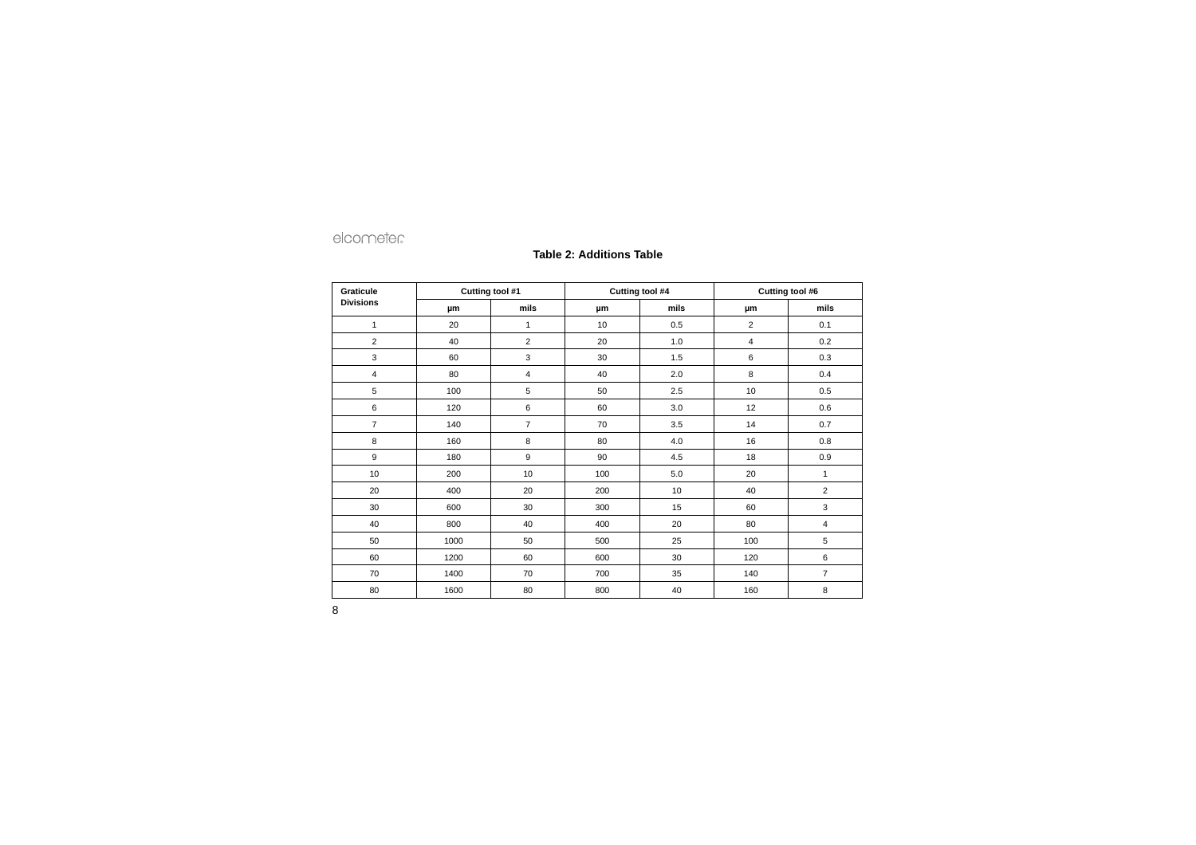**Table 2: Additions Table**

| Graticule Divisions | Cutting tool #1 | | Cutting tool #4 | | Cutting tool #6 | |
|---|---|---|---|---|---|---|
| | μm | mils | μm | mils | μm | mils |
| 1 | 20 | 1 | 10 | 0.5 | 2 | 0.1 |
| 2 | 40 | 2 | 20 | 1.0 | 4 | 0.2 |
| 3 | 60 | 3 | 30 | 1.5 | 6 | 0.3 |
| 4 | 80 | 4 | 40 | 2.0 | 8 | 0.4 |
| 5 | 100 | 5 | 50 | 2.5 | 10 | 0.5 |
| 6 | 120 | 6 | 60 | 3.0 | 12 | 0.6 |
| 7 | 140 | 7 | 70 | 3.5 | 14 | 0.7 |
| 8 | 160 | 8 | 80 | 4.0 | 16 | 0.8 |
| 9 | 180 | 9 | 90 | 4.5 | 18 | 0.9 |
| 10 | 200 | 10 | 100 | 5.0 | 20 | 1 |
| 20 | 400 | 20 | 200 | 10 | 40 | 2 |
| 30 | 600 | 30 | 300 | 15 | 60 | 3 |
| 40 | 800 | 40 | 400 | 20 | 80 | 4 |
| 50 | 1000 | 50 | 500 | 25 | 100 | 5 |
| 60 | 1200 | 60 | 600 | 30 | 120 | 6 |
| 70 | 1400 | 70 | 700 | 35 | 140 | 7 |
| 80 | 1600 | 80 | 800 | 40 | 160 | 8 |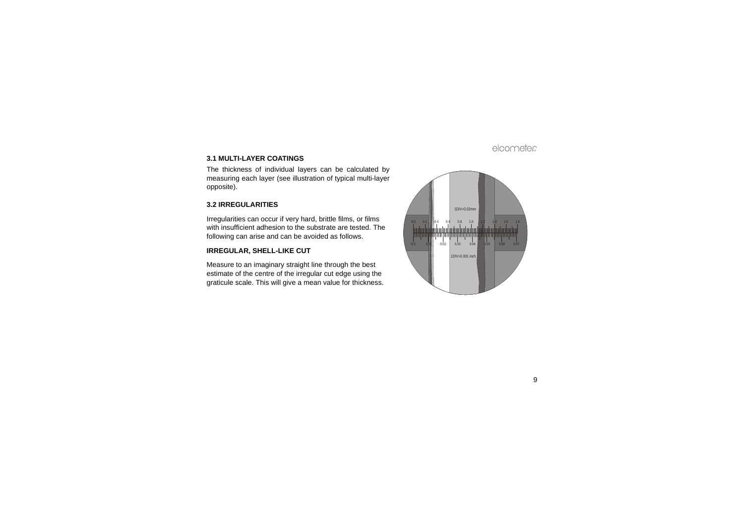### 3.1 MULTI-LAYER COATINGS

The thickness of individual layers can be calculated by measuring each layer (see illustration of typical multi-layer opposite).

### 3.2 IRREGULARITIES

Irregularities can occur if very hard, brittle films, or films with insufficient adhesion to the substrate are tested. The following can arise and can be avoided as follows.

### IRREGULAR, SHELL-LIKE CUT

Measure to an imaginary straight line through the best estimate of the centre of the irregular cut edge using the graticule scale. This will give a mean value for thickness.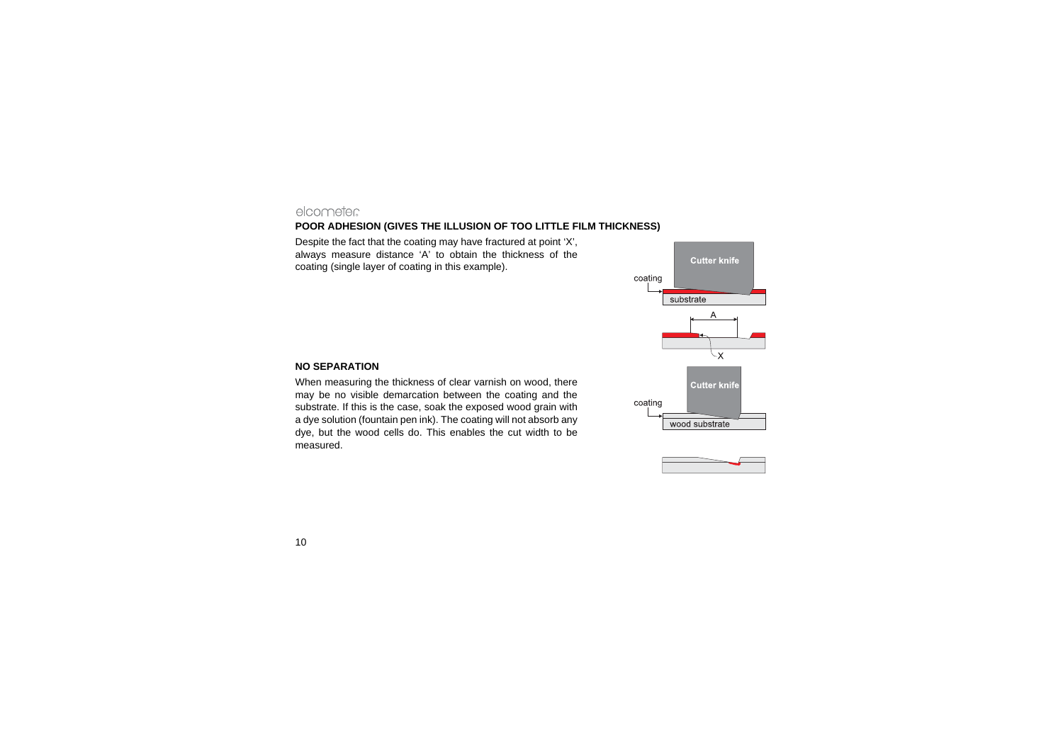## POOR ADHESION (GIVES THE ILLUSION OF TOO LITTLE FILM THICKNESS)

Despite the fact that the coating may have fractured at point ‘X’, always measure distance ‘A’ to obtain the thickness of the coating (single layer of coating in this example).

## NO SEPARATION

When measuring the thickness of clear varnish on wood, there may be no visible demarcation between the coating and the substrate. If this is the case, soak the exposed wood grain with a dye solution (fountain pen ink). The coating will not absorb any dye, but the wood cells do. This enables the cut width to be measured.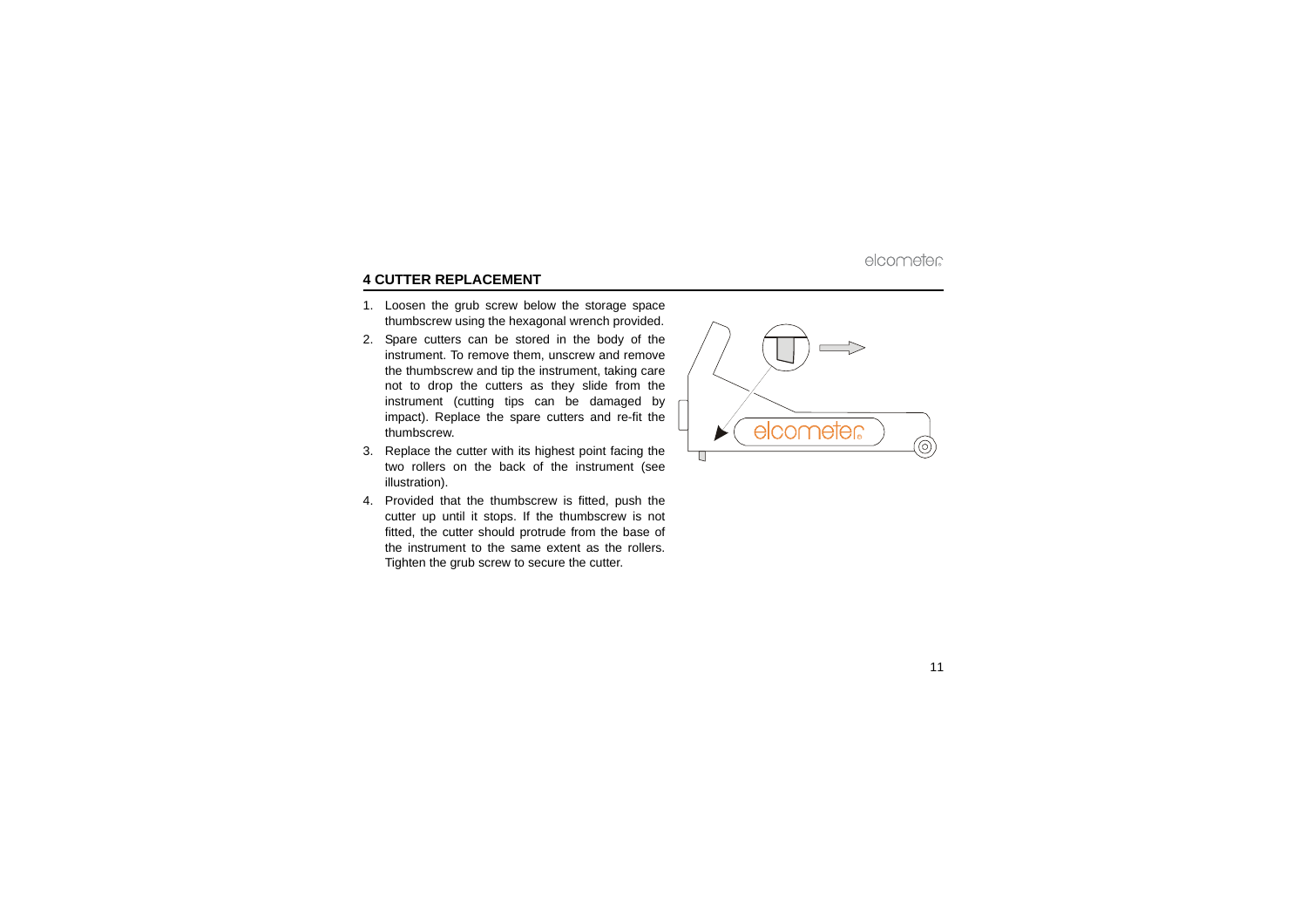## 4 CUTTER REPLACEMENT

1. Loosen the grub screw below the storage space thumbscrew using the hexagonal wrench provided.
2. Spare cutters can be stored in the body of the instrument. To remove them, unscrew and remove the thumbscrew and tip the instrument, taking care not to drop the cutters as they slide from the instrument (cutting tips can be damaged by impact). Replace the spare cutters and re-fit the thumbscrew.
3. Replace the cutter with its highest point facing the two rollers on the back of the instrument (see illustration).
4. Provided that the thumbscrew is fitted, push the cutter up until it stops. If the thumbscrew is not fitted, the cutter should protrude from the base of the instrument to the same extent as the rollers. Tighten the grub screw to secure the cutter.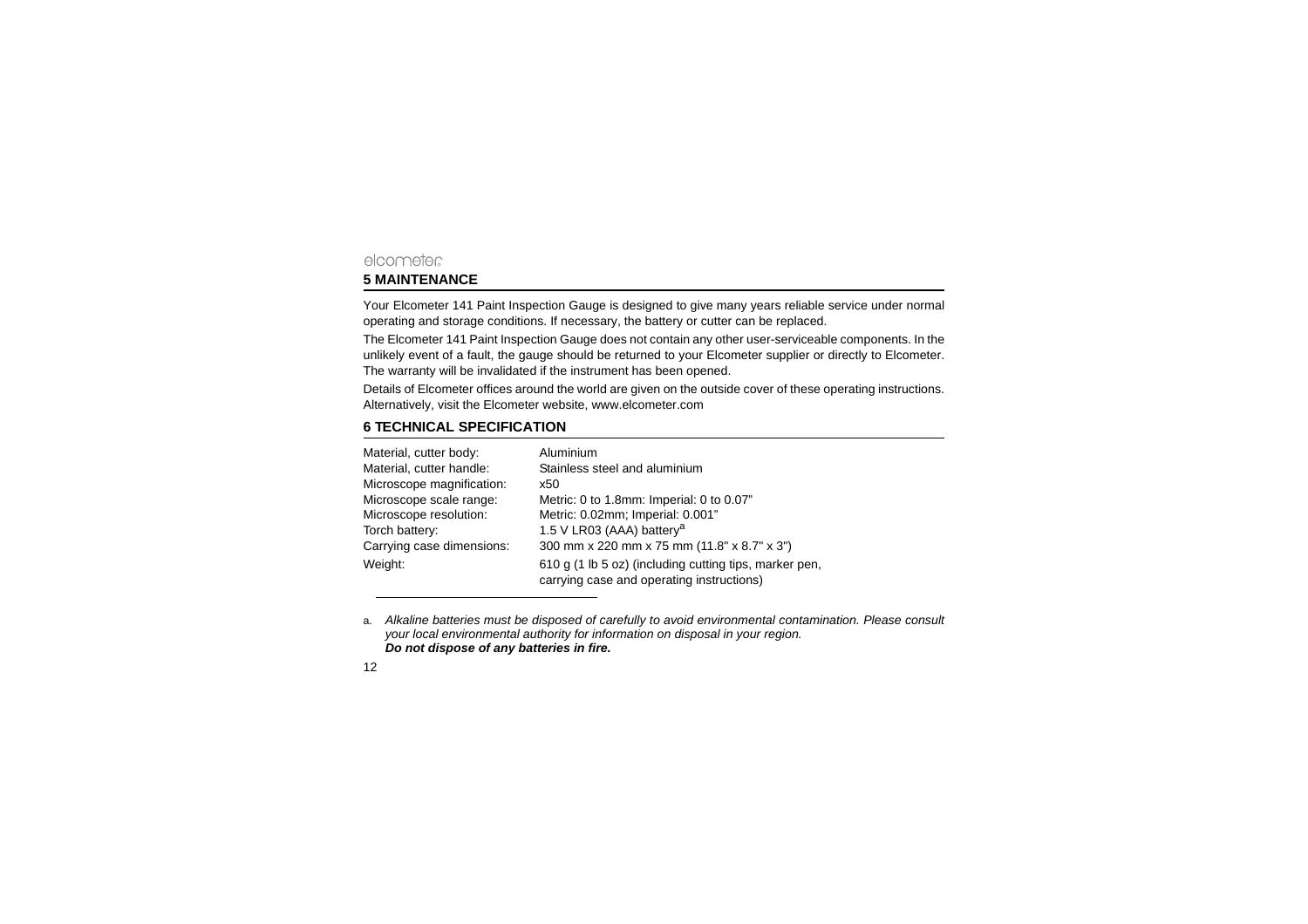## 5 MAINTENANCE

Your Elcometer 141 Paint Inspection Gauge is designed to give many years reliable service under normal operating and storage conditions. If necessary, the battery or cutter can be replaced.

The Elcometer 141 Paint Inspection Gauge does not contain any other user-serviceable components. In the unlikely event of a fault, the gauge should be returned to your Elcometer supplier or directly to Elcometer. The warranty will be invalidated if the instrument has been opened.

Details of Elcometer offices around the world are given on the outside cover of these operating instructions. Alternatively, visit the Elcometer website, www.elcometer.com

## 6 TECHNICAL SPECIFICATION

| | |
|---|---|
| Material, cutter body: | Aluminium |
| Material, cutter handle: | Stainless steel and aluminium |
| Microscope magnification: | x50 |
| Microscope scale range: | Metric: 0 to 1.8mm: Imperial: 0 to 0.07” |
| Microscope resolution: | Metric: 0.02mm; Imperial: 0.001” |
| Torch battery: | 1.5 V LR03 (AAA) battery[a] |
| Carrying case dimensions: | 300 mm x 220 mm x 75 mm (11.8" x 8.7" x 3") |
| Weight: | 610 g (1 lb 5 oz) (including cutting tips, marker pen, carrying case and operating instructions) |

---

a. *Alkaline batteries must be disposed of carefully to avoid environmental contamination. Please consult your local environmental authority for information on disposal in your region.*
***Do not dispose of any batteries in fire.***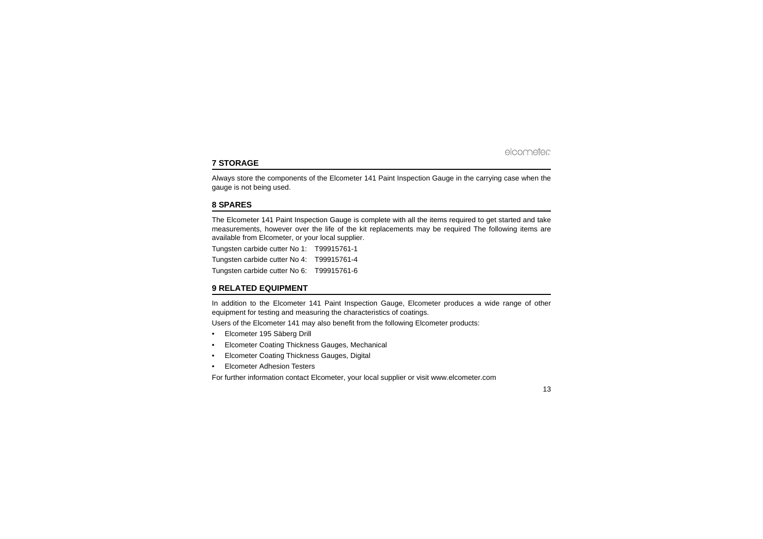## 7 STORAGE

Always store the components of the Elcometer 141 Paint Inspection Gauge in the carrying case when the gauge is not being used.

## 8 SPARES

The Elcometer 141 Paint Inspection Gauge is complete with all the items required to get started and take measurements, however over the life of the kit replacements may be required The following items are available from Elcometer, or your local supplier.

Tungsten carbide cutter No 1: T99915761-1

Tungsten carbide cutter No 4: T99915761-4

Tungsten carbide cutter No 6: T99915761-6

## 9 RELATED EQUIPMENT

In addition to the Elcometer 141 Paint Inspection Gauge, Elcometer produces a wide range of other equipment for testing and measuring the characteristics of coatings.

Users of the Elcometer 141 may also benefit from the following Elcometer products:

- Elcometer 195 Säberg Drill
- Elcometer Coating Thickness Gauges, Mechanical
- Elcometer Coating Thickness Gauges, Digital
- Elcometer Adhesion Testers

For further information contact Elcometer, your local supplier or visit www.elcometer.com